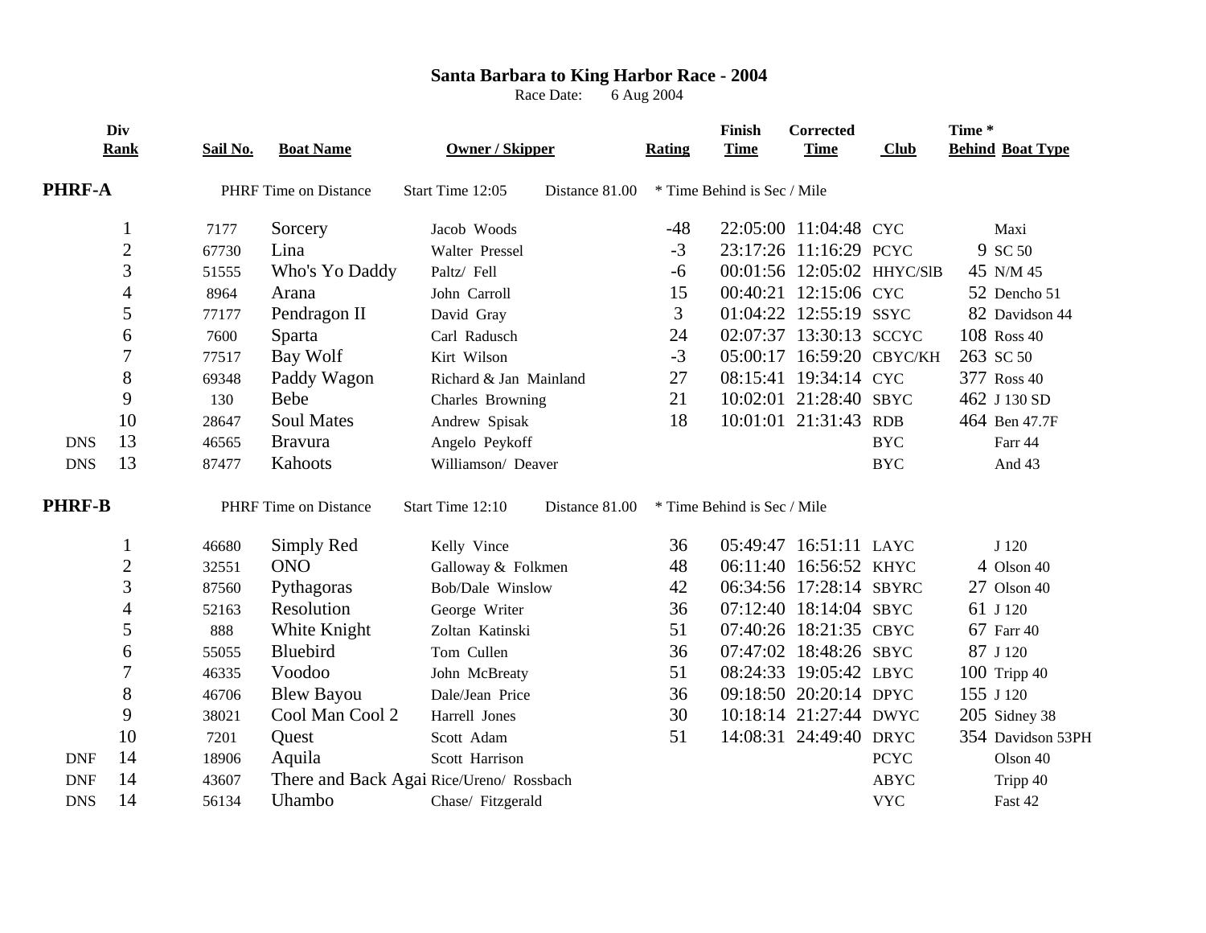# Santa Barbara to King Harbor Race - 2004

Race Date: 6 Aug 2004

## PHRF-A

PHRF Time on Distance | Start Time 12:05 | Distance 81.00 | * Time Behind is Sec / Mile

| Div Rank | Sail No. | Boat Name | Owner / Skipper | Rating | Finish Time | Corrected Time | Club | Time * Behind | Boat Type |
|---|---|---|---|---|---|---|---|---|---|
| 1 | 7177 | Sorcery | Jacob Woods | -48 | 22:05:00 | 11:04:48 | CYC | | Maxi |
| 2 | 67730 | Lina | Walter Pressel | -3 | 23:17:26 | 11:16:29 | PCYC | 9 | SC 50 |
| 3 | 51555 | Who's Yo Daddy | Paltz/ Fell | -6 | 00:01:56 | 12:05:02 | HHYC/SlB | 45 | N/M 45 |
| 4 | 8964 | Arana | John Carroll | 15 | 00:40:21 | 12:15:06 | CYC | 52 | Dencho 51 |
| 5 | 77177 | Pendragon II | David Gray | 3 | 01:04:22 | 12:55:19 | SSYC | 82 | Davidson 44 |
| 6 | 7600 | Sparta | Carl Radusch | 24 | 02:07:37 | 13:30:13 | SCCYC | 108 | Ross 40 |
| 7 | 77517 | Bay Wolf | Kirt Wilson | -3 | 05:00:17 | 16:59:20 | CBYC/KH | 263 | SC 50 |
| 8 | 69348 | Paddy Wagon | Richard & Jan Mainland | 27 | 08:15:41 | 19:34:14 | CYC | 377 | Ross 40 |
| 9 | 130 | Bebe | Charles Browning | 21 | 10:02:01 | 21:28:40 | SBYC | 462 | J 130 SD |
| 10 | 28647 | Soul Mates | Andrew Spisak | 18 | 10:01:01 | 21:31:43 | RDB | 464 | Ben 47.7F |
| DNS 13 | 46565 | Bravura | Angelo Peykoff | | | | BYC | | Farr 44 |
| DNS 13 | 87477 | Kahoots | Williamson/ Deaver | | | | BYC | | And 43 |

## PHRF-B

PHRF Time on Distance | Start Time 12:10 | Distance 81.00 | * Time Behind is Sec / Mile

| Div Rank | Sail No. | Boat Name | Owner / Skipper | Rating | Finish Time | Corrected Time | Club | Time * Behind | Boat Type |
|---|---|---|---|---|---|---|---|---|---|
| 1 | 46680 | Simply Red | Kelly Vince | 36 | 05:49:47 | 16:51:11 | LAYC | | J 120 |
| 2 | 32551 | ONO | Galloway & Folkmen | 48 | 06:11:40 | 16:56:52 | KHYC | 4 | Olson 40 |
| 3 | 87560 | Pythagoras | Bob/Dale Winslow | 42 | 06:34:56 | 17:28:14 | SBYRC | 27 | Olson 40 |
| 4 | 52163 | Resolution | George Writer | 36 | 07:12:40 | 18:14:04 | SBYC | 61 | J 120 |
| 5 | 888 | White Knight | Zoltan Katinski | 51 | 07:40:26 | 18:21:35 | CBYC | 67 | Farr 40 |
| 6 | 55055 | Bluebird | Tom Cullen | 36 | 07:47:02 | 18:48:26 | SBYC | 87 | J 120 |
| 7 | 46335 | Voodoo | John McBreaty | 51 | 08:24:33 | 19:05:42 | LBYC | 100 | Tripp 40 |
| 8 | 46706 | Blew Bayou | Dale/Jean Price | 36 | 09:18:50 | 20:20:14 | DPYC | 155 | J 120 |
| 9 | 38021 | Cool Man Cool 2 | Harrell Jones | 30 | 10:18:14 | 21:27:44 | DWYC | 205 | Sidney 38 |
| 10 | 7201 | Quest | Scott Adam | 51 | 14:08:31 | 24:49:40 | DRYC | 354 | Davidson 53PH |
| DNF 14 | 18906 | Aquila | Scott Harrison | | | | PCYC | | Olson 40 |
| DNF 14 | 43607 | There and Back Agai | Rice/Ureno/ Rossbach | | | | ABYC | | Tripp 40 |
| DNS 14 | 56134 | Uhambo | Chase/ Fitzgerald | | | | VYC | | Fast 42 |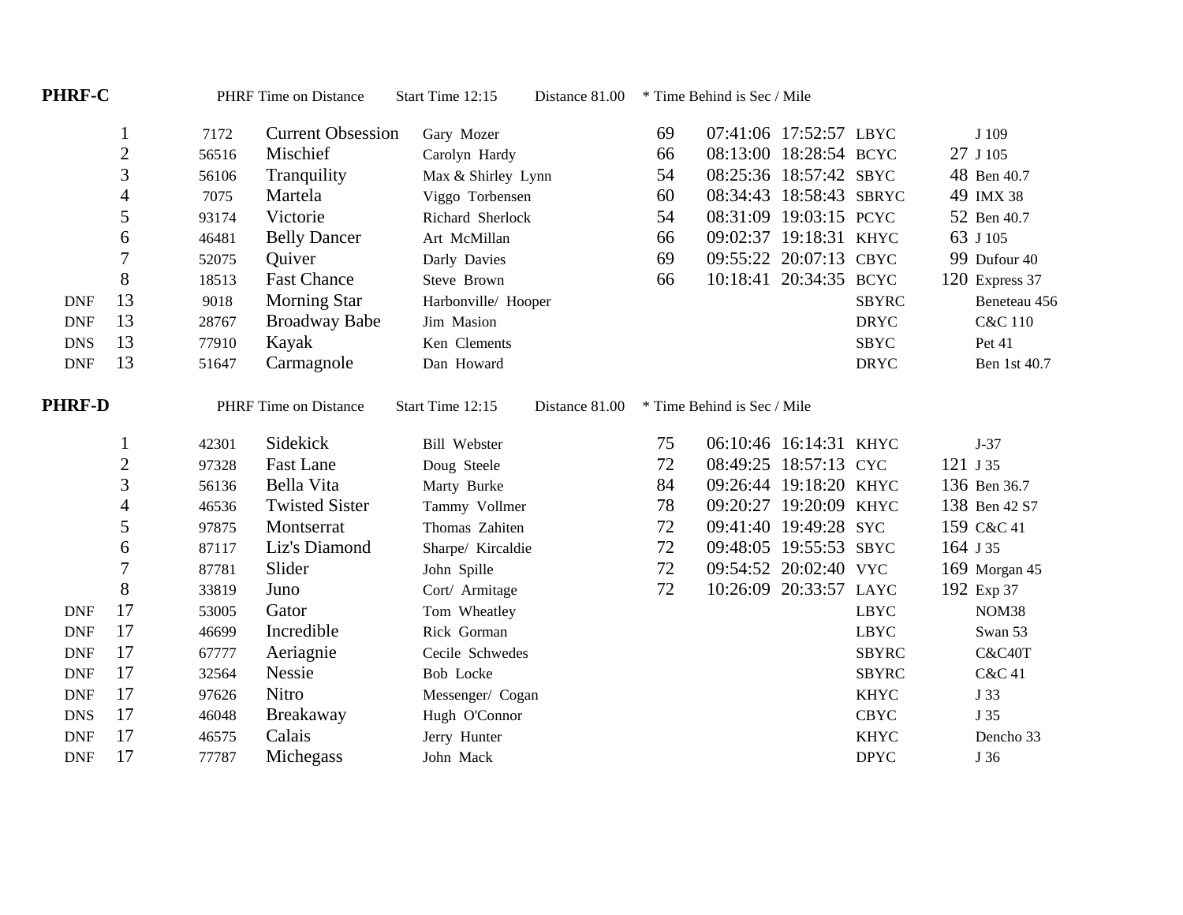## PHRF-C

PHRF Time on Distance | Start Time 12:15 | Distance 81.00 | * Time Behind is Sec / Mile

| Status | Place | Sail No. | Yacht | Skipper | Rating | Elapsed | Corrected | Club | Behind | Type |
|---|---|---|---|---|---|---|---|---|---|---|
| | 1 | 7172 | Current Obsession | Gary Mozer | 69 | 07:41:06 | 17:52:57 | LBYC | | J 109 |
| | 2 | 56516 | Mischief | Carolyn Hardy | 66 | 08:13:00 | 18:28:54 | BCYC | 27 | J 105 |
| | 3 | 56106 | Tranquility | Max & Shirley Lynn | 54 | 08:25:36 | 18:57:42 | SBYC | 48 | Ben 40.7 |
| | 4 | 7075 | Martela | Viggo Torbensen | 60 | 08:34:43 | 18:58:43 | SBRYC | 49 | IMX 38 |
| | 5 | 93174 | Victorie | Richard Sherlock | 54 | 08:31:09 | 19:03:15 | PCYC | 52 | Ben 40.7 |
| | 6 | 46481 | Belly Dancer | Art McMillan | 66 | 09:02:37 | 19:18:31 | KHYC | 63 | J 105 |
| | 7 | 52075 | Quiver | Darly Davies | 69 | 09:55:22 | 20:07:13 | CBYC | 99 | Dufour 40 |
| | 8 | 18513 | Fast Chance | Steve Brown | 66 | 10:18:41 | 20:34:35 | BCYC | 120 | Express 37 |
| DNF | 13 | 9018 | Morning Star | Harbonville/ Hooper | | | | SBYRC | | Beneteau 456 |
| DNF | 13 | 28767 | Broadway Babe | Jim Masion | | | | DRYC | | C&C 110 |
| DNS | 13 | 77910 | Kayak | Ken Clements | | | | SBYC | | Pet 41 |
| DNF | 13 | 51647 | Carmagnole | Dan Howard | | | | DRYC | | Ben 1st 40.7 |

## PHRF-D

PHRF Time on Distance | Start Time 12:15 | Distance 81.00 | * Time Behind is Sec / Mile

| Status | Place | Sail No. | Yacht | Skipper | Rating | Elapsed | Corrected | Club | Behind | Type |
|---|---|---|---|---|---|---|---|---|---|---|
| | 1 | 42301 | Sidekick | Bill Webster | 75 | 06:10:46 | 16:14:31 | KHYC | | J-37 |
| | 2 | 97328 | Fast Lane | Doug Steele | 72 | 08:49:25 | 18:57:13 | CYC | 121 | J 35 |
| | 3 | 56136 | Bella Vita | Marty Burke | 84 | 09:26:44 | 19:18:20 | KHYC | 136 | Ben 36.7 |
| | 4 | 46536 | Twisted Sister | Tammy Vollmer | 78 | 09:20:27 | 19:20:09 | KHYC | 138 | Ben 42 S7 |
| | 5 | 97875 | Montserrat | Thomas Zahiten | 72 | 09:41:40 | 19:49:28 | SYC | 159 | C&C 41 |
| | 6 | 87117 | Liz's Diamond | Sharpe/ Kircaldie | 72 | 09:48:05 | 19:55:53 | SBYC | 164 | J 35 |
| | 7 | 87781 | Slider | John Spille | 72 | 09:54:52 | 20:02:40 | VYC | 169 | Morgan 45 |
| | 8 | 33819 | Juno | Cort/ Armitage | 72 | 10:26:09 | 20:33:57 | LAYC | 192 | Exp 37 |
| DNF | 17 | 53005 | Gator | Tom Wheatley | | | | LBYC | | NOM38 |
| DNF | 17 | 46699 | Incredible | Rick Gorman | | | | LBYC | | Swan 53 |
| DNF | 17 | 67777 | Aeriagnie | Cecile Schwedes | | | | SBYRC | | C&C40T |
| DNF | 17 | 32564 | Nessie | Bob Locke | | | | SBYRC | | C&C 41 |
| DNF | 17 | 97626 | Nitro | Messenger/ Cogan | | | | KHYC | | J 33 |
| DNS | 17 | 46048 | Breakaway | Hugh O'Connor | | | | CBYC | | J 35 |
| DNF | 17 | 46575 | Calais | Jerry Hunter | | | | KHYC | | Dencho 33 |
| DNF | 17 | 77787 | Michegass | John Mack | | | | DPYC | | J 36 |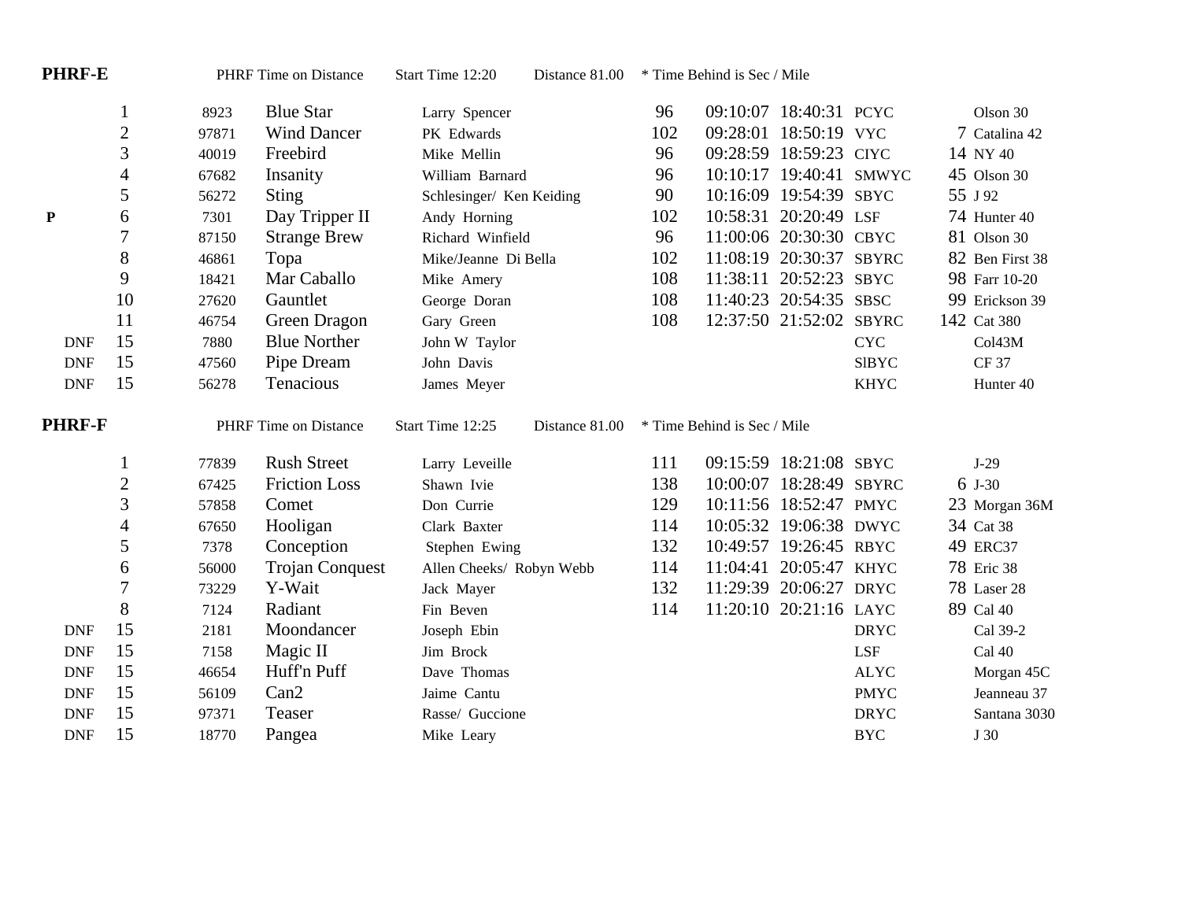## PHRF-E

PHRF Time on Distance | Start Time 12:20 | Distance 81.00 | * Time Behind is Sec / Mile

| | Place | Sail # | Boat | Skipper | Rating | Elapsed | Corrected | Club | Time Behind* | Boat Type |
|---|---|---|---|---|---|---|---|---|---|---|
| | 1 | 8923 | Blue Star | Larry Spencer | 96 | 09:10:07 | 18:40:31 | PCYC | | Olson 30 |
| | 2 | 97871 | Wind Dancer | PK Edwards | 102 | 09:28:01 | 18:50:19 | VYC | 7 | Catalina 42 |
| | 3 | 40019 | Freebird | Mike Mellin | 96 | 09:28:59 | 18:59:23 | CIYC | 14 | NY 40 |
| | 4 | 67682 | Insanity | William Barnard | 96 | 10:10:17 | 19:40:41 | SMWYC | 45 | Olson 30 |
| | 5 | 56272 | Sting | Schlesinger/ Ken Keiding | 90 | 10:16:09 | 19:54:39 | SBYC | 55 | J 92 |
| P | 6 | 7301 | Day Tripper II | Andy Horning | 102 | 10:58:31 | 20:20:49 | LSF | 74 | Hunter 40 |
| | 7 | 87150 | Strange Brew | Richard Winfield | 96 | 11:00:06 | 20:30:30 | CBYC | 81 | Olson 30 |
| | 8 | 46861 | Topa | Mike/Jeanne Di Bella | 102 | 11:08:19 | 20:30:37 | SBYRC | 82 | Ben First 38 |
| | 9 | 18421 | Mar Caballo | Mike Amery | 108 | 11:38:11 | 20:52:23 | SBYC | 98 | Farr 10-20 |
| | 10 | 27620 | Gauntlet | George Doran | 108 | 11:40:23 | 20:54:35 | SBSC | 99 | Erickson 39 |
| | 11 | 46754 | Green Dragon | Gary Green | 108 | 12:37:50 | 21:52:02 | SBYRC | 142 | Cat 380 |
| DNF | 15 | 7880 | Blue Norther | John W Taylor | | | | CYC | | Col43M |
| DNF | 15 | 47560 | Pipe Dream | John Davis | | | | SlBYC | | CF 37 |
| DNF | 15 | 56278 | Tenacious | James Meyer | | | | KHYC | | Hunter 40 |

## PHRF-F

PHRF Time on Distance | Start Time 12:25 | Distance 81.00 | * Time Behind is Sec / Mile

| | Place | Sail # | Boat | Skipper | Rating | Elapsed | Corrected | Club | Time Behind* | Boat Type |
|---|---|---|---|---|---|---|---|---|---|---|
| | 1 | 77839 | Rush Street | Larry Leveille | 111 | 09:15:59 | 18:21:08 | SBYC | | J-29 |
| | 2 | 67425 | Friction Loss | Shawn Ivie | 138 | 10:00:07 | 18:28:49 | SBYRC | 6 | J-30 |
| | 3 | 57858 | Comet | Don Currie | 129 | 10:11:56 | 18:52:47 | PMYC | 23 | Morgan 36M |
| | 4 | 67650 | Hooligan | Clark Baxter | 114 | 10:05:32 | 19:06:38 | DWYC | 34 | Cat 38 |
| | 5 | 7378 | Conception | Stephen Ewing | 132 | 10:49:57 | 19:26:45 | RBYC | 49 | ERC37 |
| | 6 | 56000 | Trojan Conquest | Allen Cheeks/ Robyn Webb | 114 | 11:04:41 | 20:05:47 | KHYC | 78 | Eric 38 |
| | 7 | 73229 | Y-Wait | Jack Mayer | 132 | 11:29:39 | 20:06:27 | DRYC | 78 | Laser 28 |
| | 8 | 7124 | Radiant | Fin Beven | 114 | 11:20:10 | 20:21:16 | LAYC | 89 | Cal 40 |
| DNF | 15 | 2181 | Moondancer | Joseph Ebin | | | | DRYC | | Cal 39-2 |
| DNF | 15 | 7158 | Magic II | Jim Brock | | | | LSF | | Cal 40 |
| DNF | 15 | 46654 | Huff'n Puff | Dave Thomas | | | | ALYC | | Morgan 45C |
| DNF | 15 | 56109 | Can2 | Jaime Cantu | | | | PMYC | | Jeanneau 37 |
| DNF | 15 | 97371 | Teaser | Rasse/ Guccione | | | | DRYC | | Santana 3030 |
| DNF | 15 | 18770 | Pangea | Mike Leary | | | | BYC | | J 30 |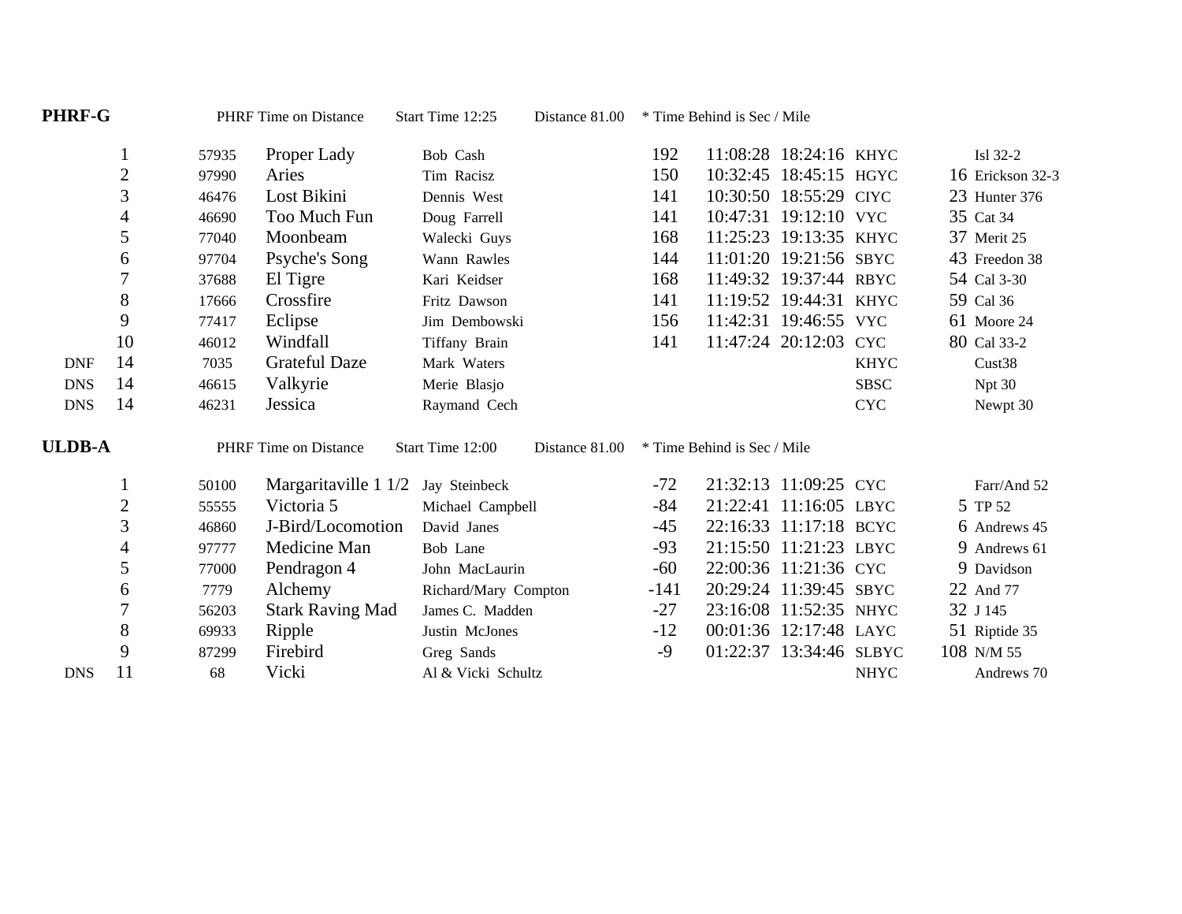**PHRF-G** PHRF Time on Distance Start Time 12:25 Distance 81.00 * Time Behind is Sec / Mile

| | Place | Sail # | Boat | Owner | Rating | Elapsed | Finish | Club | Time Behind | Type |
|---|---|---|---|---|---|---|---|---|---|---|
| | 1 | 57935 | Proper Lady | Bob Cash | 192 | 11:08:28 | 18:24:16 | KHYC | | Isl 32-2 |
| | 2 | 97990 | Aries | Tim Racisz | 150 | 10:32:45 | 18:45:15 | HGYC | 16 | Erickson 32-3 |
| | 3 | 46476 | Lost Bikini | Dennis West | 141 | 10:30:50 | 18:55:29 | CIYC | 23 | Hunter 376 |
| | 4 | 46690 | Too Much Fun | Doug Farrell | 141 | 10:47:31 | 19:12:10 | VYC | 35 | Cat 34 |
| | 5 | 77040 | Moonbeam | Walecki Guys | 168 | 11:25:23 | 19:13:35 | KHYC | 37 | Merit 25 |
| | 6 | 97704 | Psyche's Song | Wann Rawles | 144 | 11:01:20 | 19:21:56 | SBYC | 43 | Freedon 38 |
| | 7 | 37688 | El Tigre | Kari Keidser | 168 | 11:49:32 | 19:37:44 | RBYC | 54 | Cal 3-30 |
| | 8 | 17666 | Crossfire | Fritz Dawson | 141 | 11:19:52 | 19:44:31 | KHYC | 59 | Cal 36 |
| | 9 | 77417 | Eclipse | Jim Dembowski | 156 | 11:42:31 | 19:46:55 | VYC | 61 | Moore 24 |
| | 10 | 46012 | Windfall | Tiffany Brain | 141 | 11:47:24 | 20:12:03 | CYC | 80 | Cal 33-2 |
| DNF | 14 | 7035 | Grateful Daze | Mark Waters | | | | KHYC | | Cust38 |
| DNS | 14 | 46615 | Valkyrie | Merie Blasjo | | | | SBSC | | Npt 30 |
| DNS | 14 | 46231 | Jessica | Raymand Cech | | | | CYC | | Newpt 30 |

**ULDB-A** PHRF Time on Distance Start Time 12:00 Distance 81.00 * Time Behind is Sec / Mile

| | Place | Sail # | Boat | Owner | Rating | Elapsed | Finish | Club | Time Behind | Type |
|---|---|---|---|---|---|---|---|---|---|---|
| | 1 | 50100 | Margaritaville 1 1/2 | Jay Steinbeck | -72 | 21:32:13 | 11:09:25 | CYC | | Farr/And 52 |
| | 2 | 55555 | Victoria 5 | Michael Campbell | -84 | 21:22:41 | 11:16:05 | LBYC | 5 | TP 52 |
| | 3 | 46860 | J-Bird/Locomotion | David Janes | -45 | 22:16:33 | 11:17:18 | BCYC | 6 | Andrews 45 |
| | 4 | 97777 | Medicine Man | Bob Lane | -93 | 21:15:50 | 11:21:23 | LBYC | 9 | Andrews 61 |
| | 5 | 77000 | Pendragon 4 | John MacLaurin | -60 | 22:00:36 | 11:21:36 | CYC | 9 | Davidson |
| | 6 | 7779 | Alchemy | Richard/Mary Compton | -141 | 20:29:24 | 11:39:45 | SBYC | 22 | And 77 |
| | 7 | 56203 | Stark Raving Mad | James C. Madden | -27 | 23:16:08 | 11:52:35 | NHYC | 32 | J 145 |
| | 8 | 69933 | Ripple | Justin McJones | -12 | 00:01:36 | 12:17:48 | LAYC | 51 | Riptide 35 |
| | 9 | 87299 | Firebird | Greg Sands | -9 | 01:22:37 | 13:34:46 | SLBYC | 108 | N/M 55 |
| DNS | 11 | 68 | Vicki | Al & Vicki Schultz | | | | NHYC | | Andrews 70 |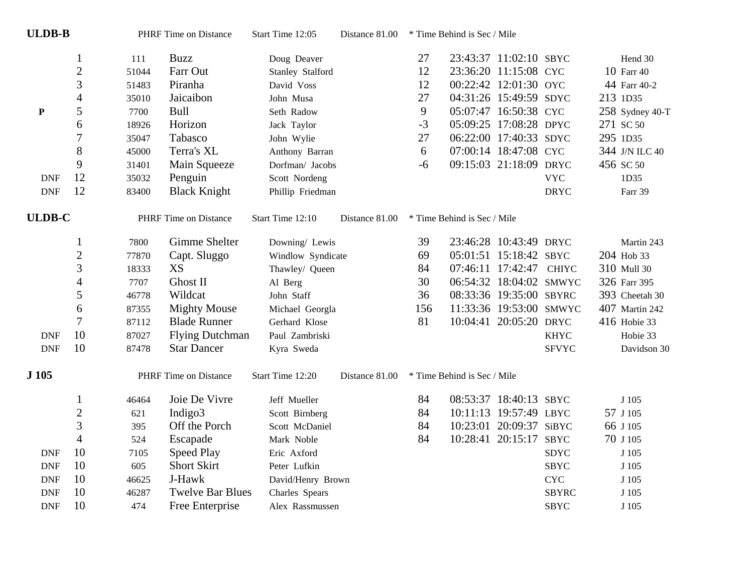## ULDB-B

PHRF Time on Distance | Start Time 12:05 | Distance 81.00 | * Time Behind is Sec / Mile

| | Place | Sail # | Boat | Skipper | Rating | Corrected | Elapsed | Club | Behind | Type |
|---|---|---|---|---|---|---|---|---|---|---|
| | 1 | 111 | Buzz | Doug Deaver | 27 | 23:43:37 | 11:02:10 | SBYC | | Hend 30 |
| | 2 | 51044 | Farr Out | Stanley Stalford | 12 | 23:36:20 | 11:15:08 | CYC | 10 | Farr 40 |
| | 3 | 51483 | Piranha | David Voss | 12 | 00:22:42 | 12:01:30 | OYC | 44 | Farr 40-2 |
| | 4 | 35010 | Jaicaibon | John Musa | 27 | 04:31:26 | 15:49:59 | SDYC | 213 | 1D35 |
| **P** | 5 | 7700 | Bull | Seth Radow | 9 | 05:07:47 | 16:50:38 | CYC | 258 | Sydney 40-T |
| | 6 | 18926 | Horizon | Jack Taylor | -3 | 05:09:25 | 17:08:28 | DPYC | 271 | SC 50 |
| | 7 | 35047 | Tabasco | John Wylie | 27 | 06:22:00 | 17:40:33 | SDYC | 295 | 1D35 |
| | 8 | 45000 | Terra's XL | Anthony Barran | 6 | 07:00:14 | 18:47:08 | CYC | 344 | J/N ILC 40 |
| | 9 | 31401 | Main Squeeze | Dorfman/ Jacobs | -6 | 09:15:03 | 21:18:09 | DRYC | 456 | SC 50 |
| DNF | 12 | 35032 | Penguin | Scott Nordeng | | | | VYC | | 1D35 |
| DNF | 12 | 83400 | Black Knight | Phillip Friedman | | | | DRYC | | Farr 39 |

## ULDB-C

PHRF Time on Distance | Start Time 12:10 | Distance 81.00 | * Time Behind is Sec / Mile

| | Place | Sail # | Boat | Skipper | Rating | Corrected | Elapsed | Club | Behind | Type |
|---|---|---|---|---|---|---|---|---|---|---|
| | 1 | 7800 | Gimme Shelter | Downing/ Lewis | 39 | 23:46:28 | 10:43:49 | DRYC | | Martin 243 |
| | 2 | 77870 | Capt. Sluggo | Windlow Syndicate | 69 | 05:01:51 | 15:18:42 | SBYC | 204 | Hob 33 |
| | 3 | 18333 | XS | Thawley/ Queen | 84 | 07:46:11 | 17:42:47 | CHIYC | 310 | Mull 30 |
| | 4 | 7707 | Ghost II | Al Berg | 30 | 06:54:32 | 18:04:02 | SMWYC | 326 | Farr 395 |
| | 5 | 46778 | Wildcat | John Staff | 36 | 08:33:36 | 19:35:00 | SBYRC | 393 | Cheetah 30 |
| | 6 | 87355 | Mighty Mouse | Michael Georgla | 156 | 11:33:36 | 19:53:00 | SMWYC | 407 | Martin 242 |
| | 7 | 87112 | Blade Runner | Gerhard Klose | 81 | 10:04:41 | 20:05:20 | DRYC | 416 | Hobie 33 |
| DNF | 10 | 87027 | Flying Dutchman | Paul Zambriski | | | | KHYC | | Hobie 33 |
| DNF | 10 | 87478 | Star Dancer | Kyra Sweda | | | | SFVYC | | Davidson 30 |

## J 105

PHRF Time on Distance | Start Time 12:20 | Distance 81.00 | * Time Behind is Sec / Mile

| | Place | Sail # | Boat | Skipper | Rating | Corrected | Elapsed | Club | Behind | Type |
|---|---|---|---|---|---|---|---|---|---|---|
| | 1 | 46464 | Joie De Vivre | Jeff Mueller | 84 | 08:53:37 | 18:40:13 | SBYC | | J 105 |
| | 2 | 621 | Indigo3 | Scott Birnberg | 84 | 10:11:13 | 19:57:49 | LBYC | 57 | J 105 |
| | 3 | 395 | Off the Porch | Scott McDaniel | 84 | 10:23:01 | 20:09:37 | SiBYC | 66 | J 105 |
| | 4 | 524 | Escapade | Mark Noble | 84 | 10:28:41 | 20:15:17 | SBYC | 70 | J 105 |
| DNF | 10 | 7105 | Speed Play | Eric Axford | | | | SDYC | | J 105 |
| DNF | 10 | 605 | Short Skirt | Peter Lufkin | | | | SBYC | | J 105 |
| DNF | 10 | 46625 | J-Hawk | David/Henry Brown | | | | CYC | | J 105 |
| DNF | 10 | 46287 | Twelve Bar Blues | Charles Spears | | | | SBYRC | | J 105 |
| DNF | 10 | 474 | Free Enterprise | Alex Rassmussen | | | | SBYC | | J 105 |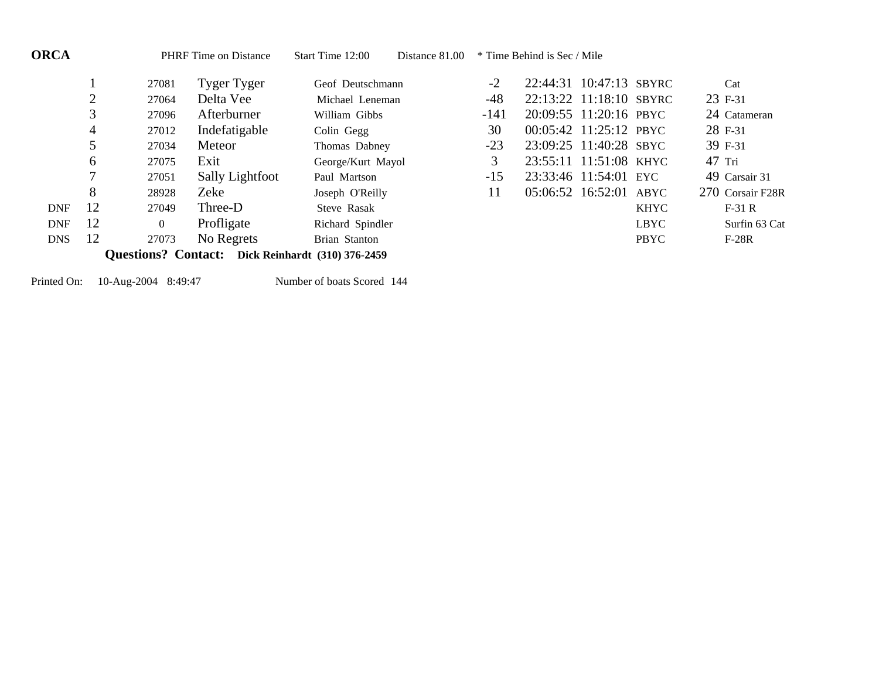**ORCA** PHRF Time on Distance Start Time 12:00 Distance 81.00 * Time Behind is Sec / Mile

| | | | | | | | | | | |
|---|---|---|---|---|---|---|---|---|---|---|
| | 1 | 27081 | Tyger Tyger | Geof Deutschmann | -2 | 22:44:31 | 10:47:13 | SBYRC | | Cat |
| | 2 | 27064 | Delta Vee | Michael Leneman | -48 | 22:13:22 | 11:18:10 | SBYRC | 23 | F-31 |
| | 3 | 27096 | Afterburner | William Gibbs | -141 | 20:09:55 | 11:20:16 | PBYC | 24 | Catameran |
| | 4 | 27012 | Indefatigable | Colin Gegg | 30 | 00:05:42 | 11:25:12 | PBYC | 28 | F-31 |
| | 5 | 27034 | Meteor | Thomas Dabney | -23 | 23:09:25 | 11:40:28 | SBYC | 39 | F-31 |
| | 6 | 27075 | Exit | George/Kurt Mayol | 3 | 23:55:11 | 11:51:08 | KHYC | 47 | Tri |
| | 7 | 27051 | Sally Lightfoot | Paul Martson | -15 | 23:33:46 | 11:54:01 | EYC | 49 | Carsair 31 |
| | 8 | 28928 | Zeke | Joseph O'Reilly | 11 | 05:06:52 | 16:52:01 | ABYC | 270 | Corsair F28R |
| DNF | 12 | 27049 | Three-D | Steve Rasak | | | | KHYC | | F-31 R |
| DNF | 12 | 0 | Profligate | Richard Spindler | | | | LBYC | | Surfin 63 Cat |
| DNS | 12 | 27073 | No Regrets | Brian Stanton | | | | PBYC | | F-28R |

**Questions? Contact: Dick Reinhardt (310) 376-2459**

Printed On: 10-Aug-2004 8:49:47 Number of boats Scored 144